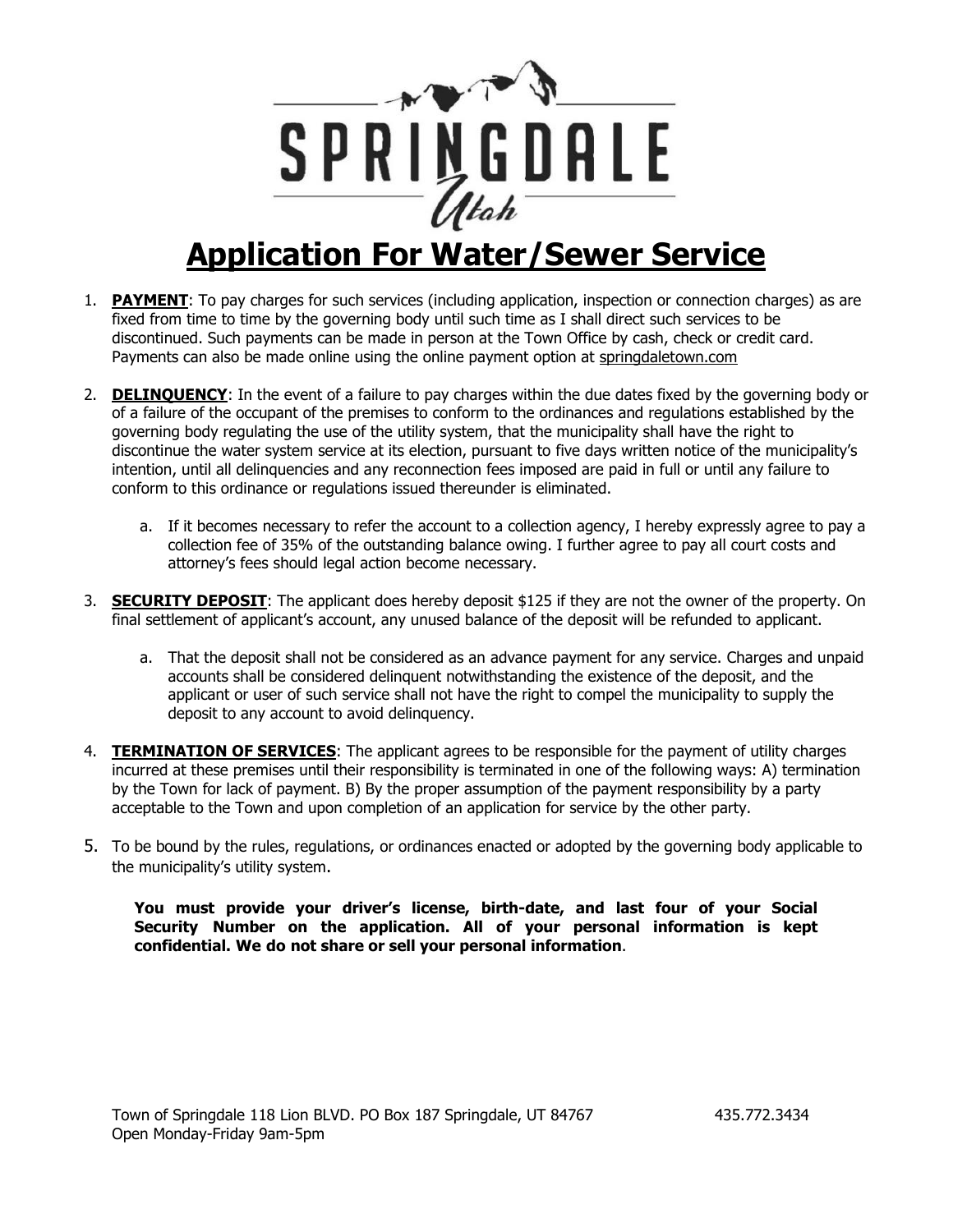# SPRINGDALE Utah

# Application For Water/Sewer Service

1. **PAYMENT**: To pay charges for such services (including application, inspection or connection charges) as are fixed from time to time by the governing body until such time as I shall direct such services to be discontinued. Such payments can be made in person at the Town Office by cash, check or credit card. Payments can also be made online using the online payment option at springdaletown.com

2. **DELINQUENCY**: In the event of a failure to pay charges within the due dates fixed by the governing body or of a failure of the occupant of the premises to conform to the ordinances and regulations established by the governing body regulating the use of the utility system, that the municipality shall have the right to discontinue the water system service at its election, pursuant to five days written notice of the municipality's intention, until all delinquencies and any reconnection fees imposed are paid in full or until any failure to conform to this ordinance or regulations issued thereunder is eliminated.

    a. If it becomes necessary to refer the account to a collection agency, I hereby expressly agree to pay a collection fee of 35% of the outstanding balance owing. I further agree to pay all court costs and attorney's fees should legal action become necessary.

3. **SECURITY DEPOSIT**: The applicant does hereby deposit $125 if they are not the owner of the property. On final settlement of applicant's account, any unused balance of the deposit will be refunded to applicant.

    a. That the deposit shall not be considered as an advance payment for any service. Charges and unpaid accounts shall be considered delinquent notwithstanding the existence of the deposit, and the applicant or user of such service shall not have the right to compel the municipality to supply the deposit to any account to avoid delinquency.

4. **TERMINATION OF SERVICES**: The applicant agrees to be responsible for the payment of utility charges incurred at these premises until their responsibility is terminated in one of the following ways: A) termination by the Town for lack of payment. B) By the proper assumption of the payment responsibility by a party acceptable to the Town and upon completion of an application for service by the other party.

5. To be bound by the rules, regulations, or ordinances enacted or adopted by the governing body applicable to the municipality's utility system.

**You must provide your driver's license, birth-date, and last four of your Social Security Number on the application. All of your personal information is kept confidential. We do not share or sell your personal information**.

Town of Springdale 118 Lion BLVD. PO Box 187 Springdale, UT 84767 435.772.3434
Open Monday-Friday 9am-5pm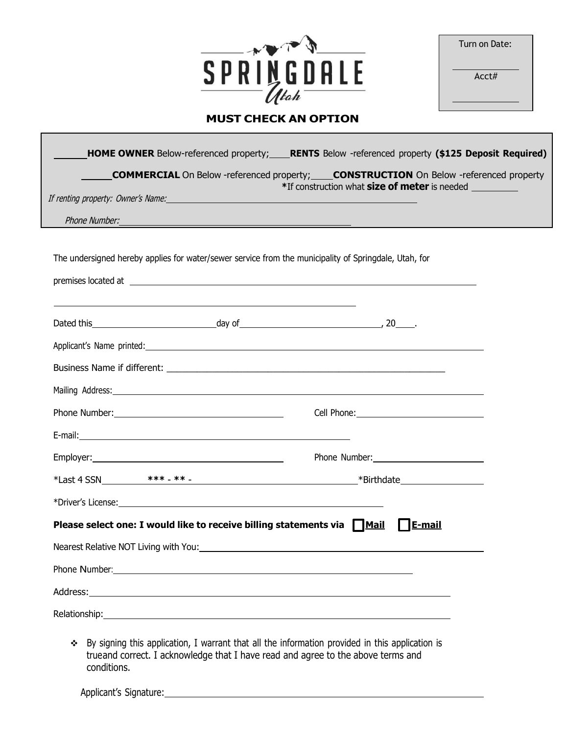SPRINGDALE
Utah

Turn on Date: ____________

Acct# ____________

## MUST CHECK AN OPTION

______ **HOME OWNER** Below-referenced property; ____ **RENTS** Below -referenced property **($125 Deposit Required)**

______ **COMMERCIAL** On Below -referenced property; ____ **CONSTRUCTION** On Below -referenced property
**\***If construction what **size of meter** is needed ________

*If renting property: Owner's Name:* ________________________________________

*Phone Number:* ________________________________________

The undersigned hereby applies for water/sewer service from the municipality of Springdale, Utah, for

premises located at ________________________________________

________________________________________

Dated this ____________________ day of ________________________, 20____.

Applicant's Name printed: ________________________________________

Business Name if different: ________________________________________

Mailing Address: ________________________________________

Phone Number: ____________________ Cell Phone: ____________________

E-mail: ________________________________________

Employer: ____________________ Phone Number: ____________________

\*Last 4 SSN ________ *** - ** - ____________________ \*Birthdate ____________

\*Driver's License: ________________________________________

**Please select one: I would like to receive billing statements via** ☐ **Mail** ☐ **E-mail**

Nearest Relative NOT Living with You: ________________________________________

Phone Number: ________________________________________

Address: ________________________________________

Relationship: ________________________________________

- By signing this application, I warrant that all the information provided in this application is trueand correct. I acknowledge that I have read and agree to the above terms and conditions.

Applicant's Signature: ________________________________________